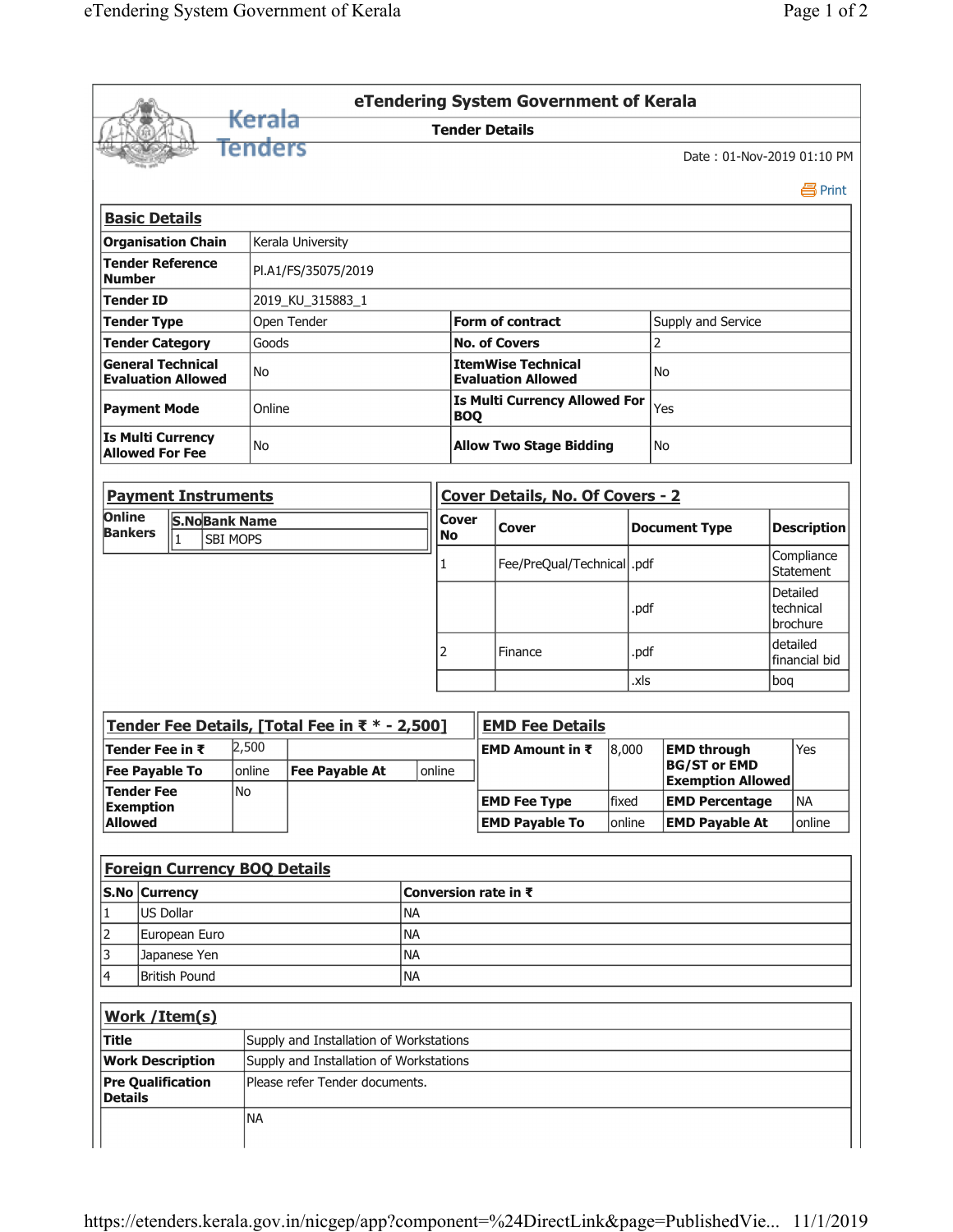# eTendering System Government of Kerala

Kerala Tenders

## Tender Details

Date : 01-Nov-2019 01:10 PM

Print

### Basic Details

| | | | |
|---|---|---|---|
| **Organisation Chain** | Kerala University | | |
| **Tender Reference Number** | Pl.A1/FS/35075/2019 | | |
| **Tender ID** | 2019_KU_315883_1 | | |
| **Tender Type** | Open Tender | **Form of contract** | Supply and Service |
| **Tender Category** | Goods | **No. of Covers** | 2 |
| **General Technical Evaluation Allowed** | No | **ItemWise Technical Evaluation Allowed** | No |
| **Payment Mode** | Online | **Is Multi Currency Allowed For BOQ** | Yes |
| **Is Multi Currency Allowed For Fee** | No | **Allow Two Stage Bidding** | No |

### Payment Instruments

| Online Bankers | S.No | Bank Name |
|---|---|---|
| | 1 | SBI MOPS |

### Cover Details, No. Of Covers - 2

| Cover No | Cover | Document Type | Description |
|---|---|---|---|
| 1 | Fee/PreQual/Technical | .pdf | Compliance Statement |
| | | .pdf | Detailed technical brochure |
| 2 | Finance | .pdf | detailed financial bid |
| | | .xls | boq |

### Tender Fee Details, [Total Fee in ₹ * - 2,500]

| | | | |
|---|---|---|---|
| **Tender Fee in ₹** | 2,500 | | |
| **Fee Payable To** | online | **Fee Payable At** | online |
| **Tender Fee Exemption Allowed** | No | | |

### EMD Fee Details

| | | | |
|---|---|---|---|
| **EMD Amount in ₹** | 8,000 | **EMD through BG/ST or EMD Exemption Allowed** | Yes |
| **EMD Fee Type** | fixed | **EMD Percentage** | NA |
| **EMD Payable To** | online | **EMD Payable At** | online |

### Foreign Currency BOQ Details

| S.No | Currency | Conversion rate in ₹ |
|---|---|---|
| 1 | US Dollar | NA |
| 2 | European Euro | NA |
| 3 | Japanese Yen | NA |
| 4 | British Pound | NA |

### Work /Item(s)

| | |
|---|---|
| **Title** | Supply and Installation of Workstations |
| **Work Description** | Supply and Installation of Workstations |
| **Pre Qualification Details** | Please refer Tender documents. |
| | NA |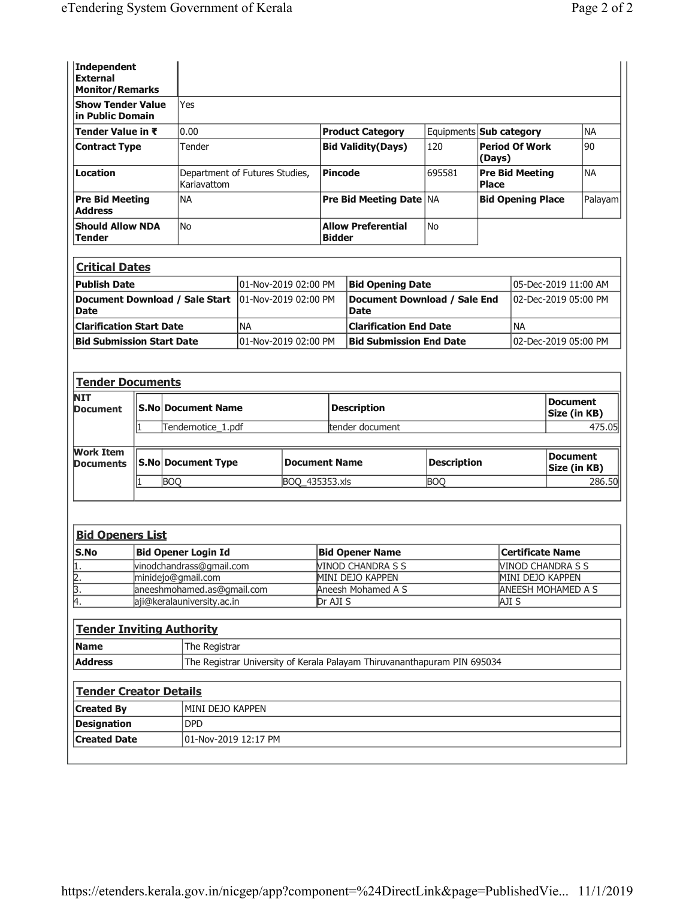| | | | | | | | |
|---|---|---|---|---|---|---|---|
| **Independent External Monitor/Remarks** | | | | | | | |
| **Show Tender Value in Public Domain** | Yes | | | | | | |
| **Tender Value in ₹** | 0.00 | **Product Category** | Equipments | **Sub category** | NA | | |
| **Contract Type** | Tender | **Bid Validity(Days)** | 120 | **Period Of Work (Days)** | 90 | | |
| **Location** | Department of Futures Studies, Kariavattom | **Pincode** | 695581 | **Pre Bid Meeting Place** | NA | | |
| **Pre Bid Meeting Address** | NA | **Pre Bid Meeting Date** | NA | **Bid Opening Place** | Palayam | | |
| **Should Allow NDA Tender** | No | **Allow Preferential Bidder** | No | | | | |

## Critical Dates

| | | | |
|---|---|---|---|
| **Publish Date** | 01-Nov-2019 02:00 PM | **Bid Opening Date** | 05-Dec-2019 11:00 AM |
| **Document Download / Sale Start Date** | 01-Nov-2019 02:00 PM | **Document Download / Sale End Date** | 02-Dec-2019 05:00 PM |
| **Clarification Start Date** | NA | **Clarification End Date** | NA |
| **Bid Submission Start Date** | 01-Nov-2019 02:00 PM | **Bid Submission End Date** | 02-Dec-2019 05:00 PM |

## Tender Documents

**NIT Document**

| S.No | Document Name | Description | Document Size (in KB) |
|---|---|---|---|
| 1 | Tendernotice_1.pdf | tender document | 475.05 |

**Work Item Documents**

| S.No | Document Type | Document Name | Description | Document Size (in KB) |
|---|---|---|---|---|
| 1 | BOQ | BOQ_435353.xls | BOQ | 286.50 |

## Bid Openers List

| S.No | Bid Opener Login Id | Bid Opener Name | Certificate Name |
|---|---|---|---|
| 1. | vinodchandrass@gmail.com | VINOD CHANDRA S S | VINOD CHANDRA S S |
| 2. | minidejo@gmail.com | MINI DEJO KAPPEN | MINI DEJO KAPPEN |
| 3. | aneeshmohamed.as@gmail.com | Aneesh Mohamed A S | ANEESH MOHAMED A S |
| 4. | aji@keralauniversity.ac.in | Dr AJI S | AJI S |

## Tender Inviting Authority

| | |
|---|---|
| **Name** | The Registrar |
| **Address** | The Registrar University of Kerala Palayam Thiruvananthapuram PIN 695034 |

## Tender Creator Details

| | |
|---|---|
| **Created By** | MINI DEJO KAPPEN |
| **Designation** | DPD |
| **Created Date** | 01-Nov-2019 12:17 PM |